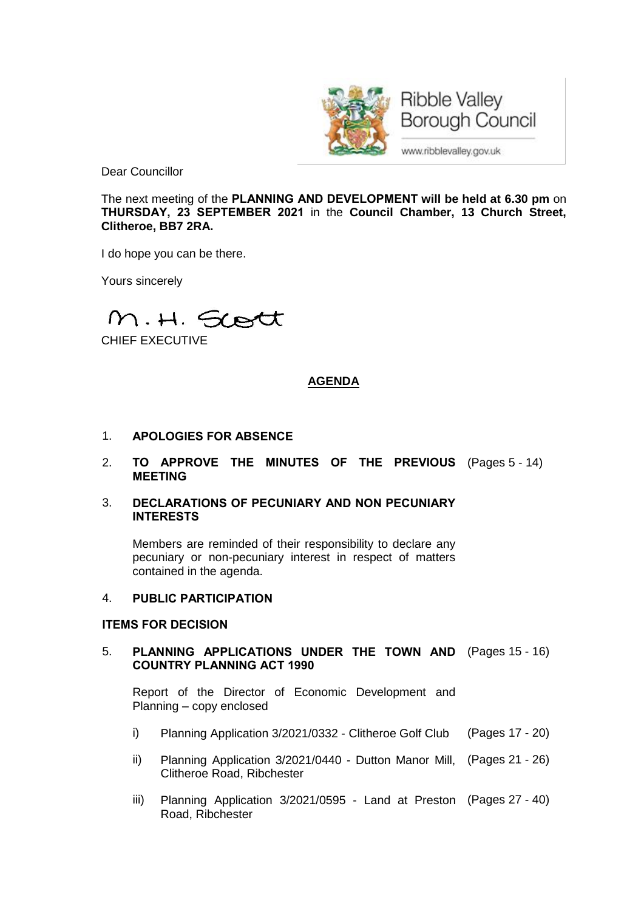Ribble Valley Borough Council

www.ribblevalley.gov.uk

Dear Councillor

The next meeting of the **PLANNING AND DEVELOPMENT will be held at 6.30 pm** on **THURSDAY, 23 SEPTEMBER 2021** in the **Council Chamber, 13 Church Street, Clitheroe, BB7 2RA.**

I do hope you can be there.

Yours sincerely

M. H. Scott

CHIEF EXECUTIVE

## AGENDA

1. **APOLOGIES FOR ABSENCE**

2. **TO APPROVE THE MINUTES OF THE PREVIOUS MEETING** (Pages 5 - 14)

3. **DECLARATIONS OF PECUNIARY AND NON PECUNIARY INTERESTS**

   Members are reminded of their responsibility to declare any pecuniary or non-pecuniary interest in respect of matters contained in the agenda.

4. **PUBLIC PARTICIPATION**

**ITEMS FOR DECISION**

5. **PLANNING APPLICATIONS UNDER THE TOWN AND COUNTRY PLANNING ACT 1990** (Pages 15 - 16)

   Report of the Director of Economic Development and Planning – copy enclosed

   i) Planning Application 3/2021/0332 - Clitheroe Golf Club (Pages 17 - 20)

   ii) Planning Application 3/2021/0440 - Dutton Manor Mill, Clitheroe Road, Ribchester (Pages 21 - 26)

   iii) Planning Application 3/2021/0595 - Land at Preston Road, Ribchester (Pages 27 - 40)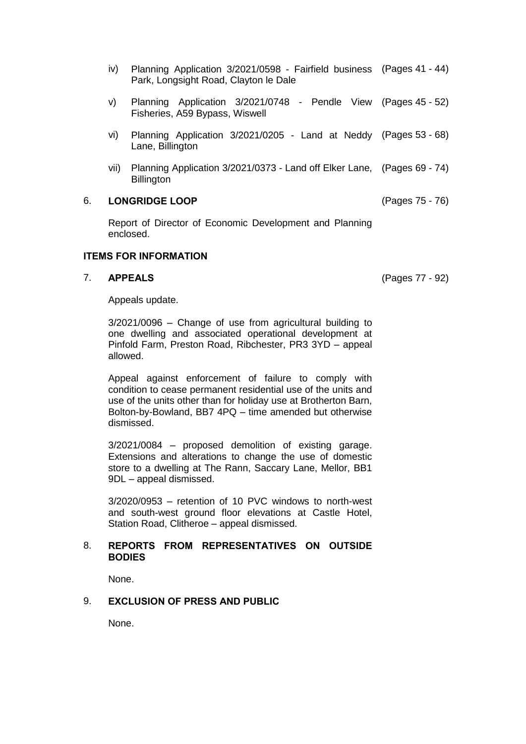iv) Planning Application 3/2021/0598 - Fairfield business Park, Longsight Road, Clayton le Dale (Pages 41 - 44)

v) Planning Application 3/2021/0748 - Pendle View Fisheries, A59 Bypass, Wiswell (Pages 45 - 52)

vi) Planning Application 3/2021/0205 - Land at Neddy Lane, Billington (Pages 53 - 68)

vii) Planning Application 3/2021/0373 - Land off Elker Lane, Billington (Pages 69 - 74)

6. **LONGRIDGE LOOP** (Pages 75 - 76)

   Report of Director of Economic Development and Planning enclosed.

**ITEMS FOR INFORMATION**

7. **APPEALS** (Pages 77 - 92)

   Appeals update.

   3/2021/0096 – Change of use from agricultural building to one dwelling and associated operational development at Pinfold Farm, Preston Road, Ribchester, PR3 3YD – appeal allowed.

   Appeal against enforcement of failure to comply with condition to cease permanent residential use of the units and use of the units other than for holiday use at Brotherton Barn, Bolton-by-Bowland, BB7 4PQ – time amended but otherwise dismissed.

   3/2021/0084 – proposed demolition of existing garage. Extensions and alterations to change the use of domestic store to a dwelling at The Rann, Saccary Lane, Mellor, BB1 9DL – appeal dismissed.

   3/2020/0953 – retention of 10 PVC windows to north-west and south-west ground floor elevations at Castle Hotel, Station Road, Clitheroe – appeal dismissed.

8. **REPORTS FROM REPRESENTATIVES ON OUTSIDE BODIES**

   None.

9. **EXCLUSION OF PRESS AND PUBLIC**

   None.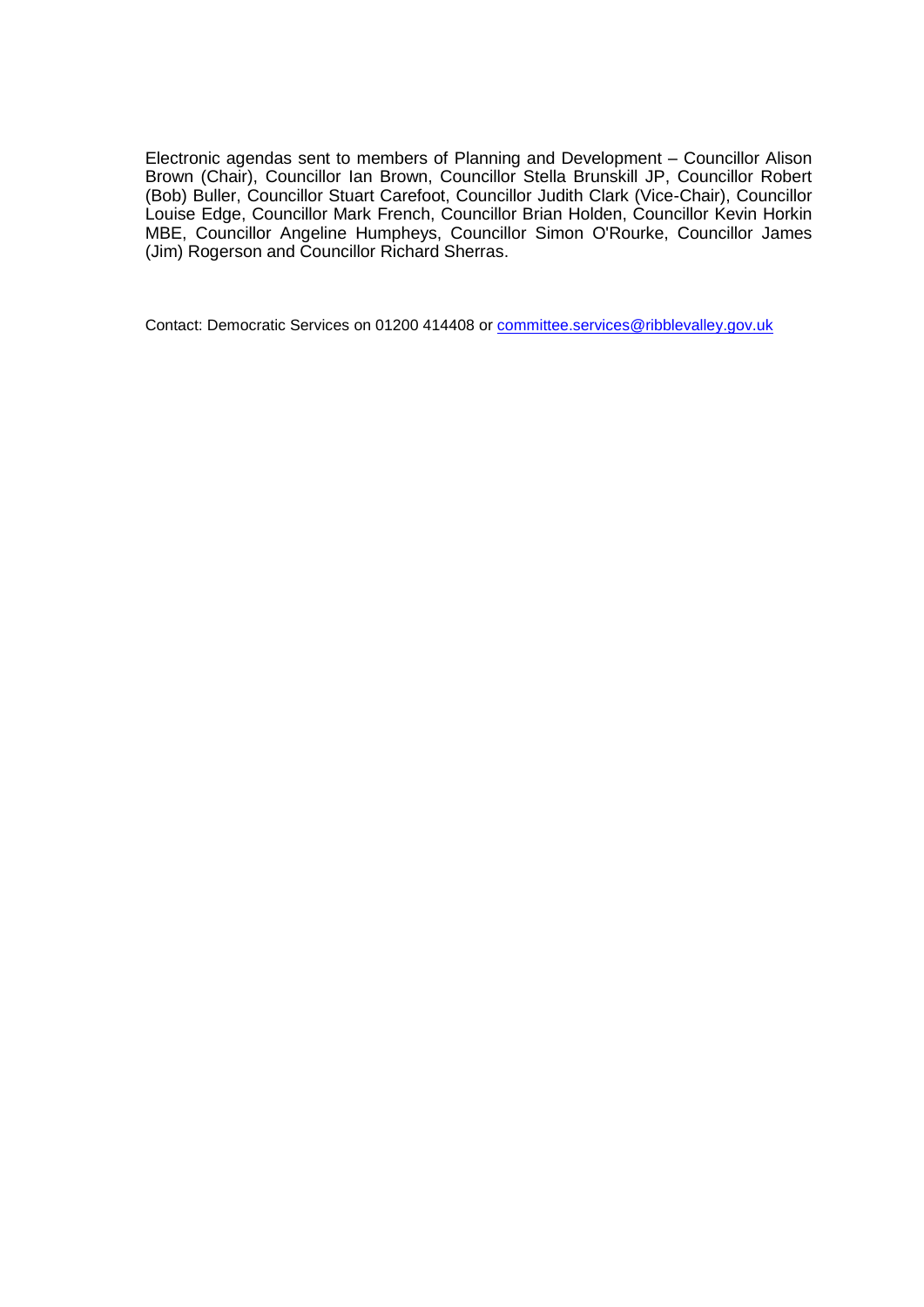Electronic agendas sent to members of Planning and Development – Councillor Alison Brown (Chair), Councillor Ian Brown, Councillor Stella Brunskill JP, Councillor Robert (Bob) Buller, Councillor Stuart Carefoot, Councillor Judith Clark (Vice-Chair), Councillor Louise Edge, Councillor Mark French, Councillor Brian Holden, Councillor Kevin Horkin MBE, Councillor Angeline Humpheys, Councillor Simon O'Rourke, Councillor James (Jim) Rogerson and Councillor Richard Sherras.

Contact: Democratic Services on 01200 414408 or committee.services@ribblevalley.gov.uk